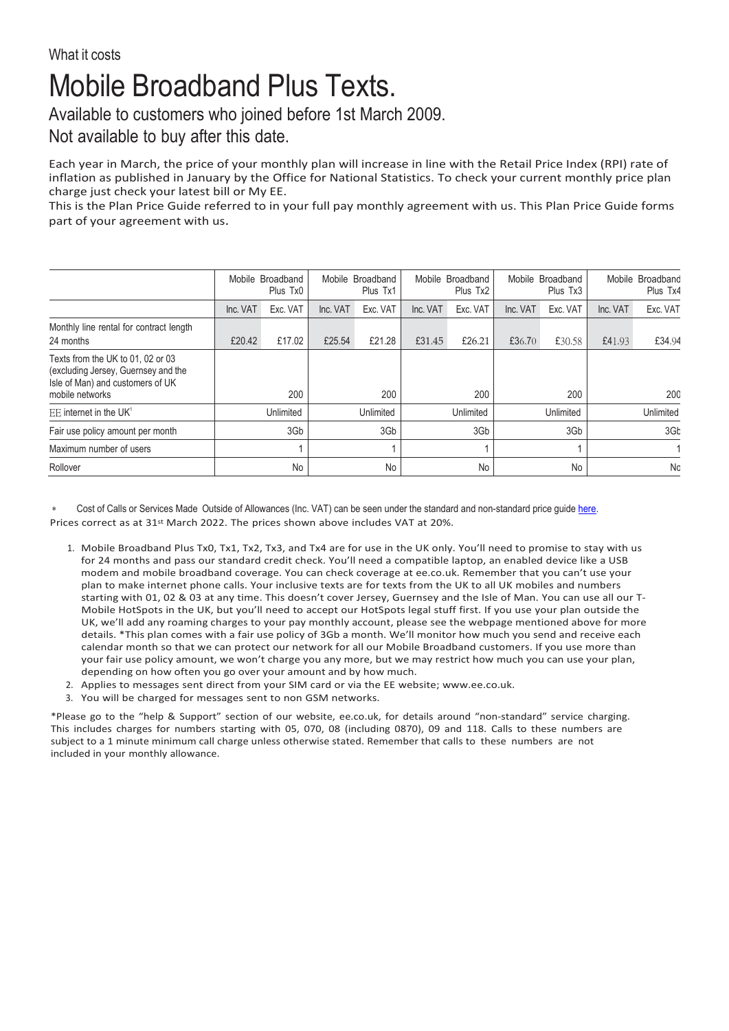What it costs

# Mobile Broadband Plus Texts.

## Available to customers who joined before 1st March 2009.
## Not available to buy after this date.

Each year in March, the price of your monthly plan will increase in line with the Retail Price Index (RPI) rate of inflation as published in January by the Office for National Statistics. To check your current monthly price plan charge just check your latest bill or My EE.

This is the Plan Price Guide referred to in your full pay monthly agreement with us. This Plan Price Guide forms part of your agreement with us.

| | Mobile Broadband Plus Tx0 | | Mobile Broadband Plus Tx1 | | Mobile Broadband Plus Tx2 | | Mobile Broadband Plus Tx3 | | Mobile Broadband Plus Tx4 | |
|---|---|---|---|---|---|---|---|---|---|---|
| | Inc. VAT | Exc. VAT | Inc. VAT | Exc. VAT | Inc. VAT | Exc. VAT | Inc. VAT | Exc. VAT | Inc. VAT | Exc. VAT |
| Monthly line rental for contract length 24 months | £20.42 | £17.02 | £25.54 | £21.28 | £31.45 | £26.21 | £36.70 | £30.58 | £41.93 | £34.94 |
| Texts from the UK to 01, 02 or 03 (excluding Jersey, Guernsey and the Isle of Man) and customers of UK mobile networks | | 200 | | 200 | | 200 | | 200 | | 200 |
| EE internet in the UK[1] | | Unlimited | | Unlimited | | Unlimited | | Unlimited | | Unlimited |
| Fair use policy amount per month | | 3Gb | | 3Gb | | 3Gb | | 3Gb | | 3Gb |
| Maximum number of users | | 1 | | 1 | | 1 | | 1 | | 1 |
| Rollover | | No | | No | | No | | No | | No |

\* Cost of Calls or Services Made Outside of Allowances (Inc. VAT) can be seen under the standard and non-standard price guide here.

Prices correct as at 31st March 2022. The prices shown above includes VAT at 20%.

1. Mobile Broadband Plus Tx0, Tx1, Tx2, Tx3, and Tx4 are for use in the UK only. You'll need to promise to stay with us for 24 months and pass our standard credit check. You'll need a compatible laptop, an enabled device like a USB modem and mobile broadband coverage. You can check coverage at ee.co.uk. Remember that you can't use your plan to make internet phone calls. Your inclusive texts are for texts from the UK to all UK mobiles and numbers starting with 01, 02 & 03 at any time. This doesn't cover Jersey, Guernsey and the Isle of Man. You can use all our T-Mobile HotSpots in the UK, but you'll need to accept our HotSpots legal stuff first. If you use your plan outside the UK, we'll add any roaming charges to your pay monthly account, please see the webpage mentioned above for more details. *This plan comes with a fair use policy of 3Gb a month. We'll monitor how much you send and receive each calendar month so that we can protect our network for all our Mobile Broadband customers. If you use more than your fair use policy amount, we won't charge you any more, but we may restrict how much you can use your plan, depending on how often you go over your amount and by how much.
2. Applies to messages sent direct from your SIM card or via the EE website; www.ee.co.uk.
3. You will be charged for messages sent to non GSM networks.

*Please go to the "help & Support" section of our website, ee.co.uk, for details around "non-standard" service charging. This includes charges for numbers starting with 05, 070, 08 (including 0870), 09 and 118. Calls to these numbers are subject to a 1 minute minimum call charge unless otherwise stated. Remember that calls to these numbers are not included in your monthly allowance.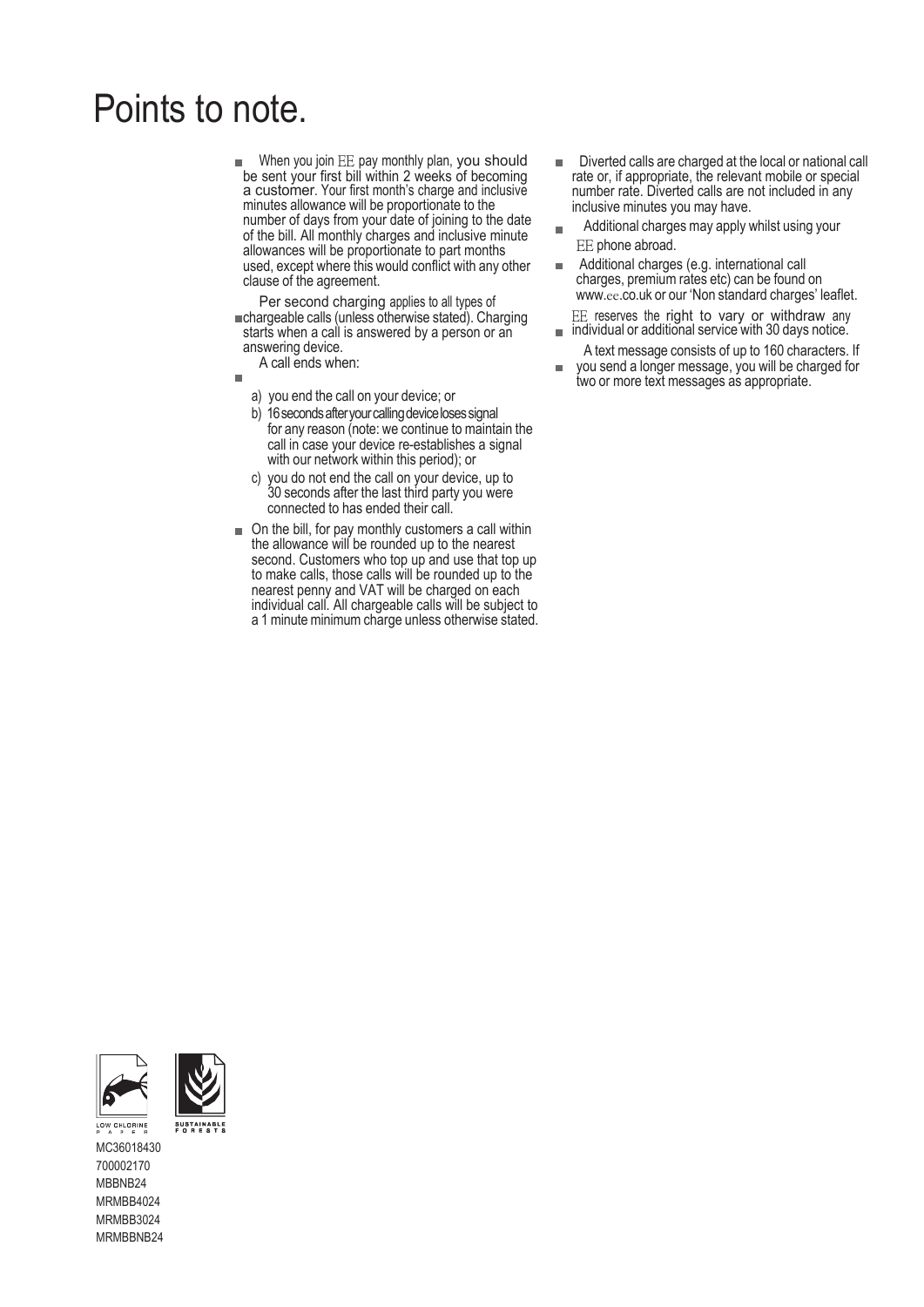# Points to note.

- When you join EE pay monthly plan, you should be sent your first bill within 2 weeks of becoming a customer. Your first month's charge and inclusive minutes allowance will be proportionate to the number of days from your date of joining to the date of the bill. All monthly charges and inclusive minute allowances will be proportionate to part months used, except where this would conflict with any other clause of the agreement.
- Per second charging applies to all types of chargeable calls (unless otherwise stated). Charging starts when a call is answered by a person or an answering device.
- A call ends when:
  - a) you end the call on your device; or
  - b) 16 seconds after your calling device loses signal for any reason (note: we continue to maintain the call in case your device re-establishes a signal with our network within this period); or
  - c) you do not end the call on your device, up to 30 seconds after the last third party you were connected to has ended their call.
- On the bill, for pay monthly customers a call within the allowance will be rounded up to the nearest second. Customers who top up and use that top up to make calls, those calls will be rounded up to the nearest penny and VAT will be charged on each individual call. All chargeable calls will be subject to a 1 minute minimum charge unless otherwise stated.
- Diverted calls are charged at the local or national call rate or, if appropriate, the relevant mobile or special number rate. Diverted calls are not included in any inclusive minutes you may have.
- Additional charges may apply whilst using your EE phone abroad.
- Additional charges (e.g. international call charges, premium rates etc) can be found on www.ee.co.uk or our 'Non standard charges' leaflet.
- EE reserves the right to vary or withdraw any individual or additional service with 30 days notice.
- A text message consists of up to 160 characters. If you send a longer message, you will be charged for two or more text messages as appropriate.

LOW CHLORINE PAPER

SUSTAINABLE FORESTS

MC36018430
700002170
MBBNB24
MRMBB4024
MRMBB3024
MRMBBNB24